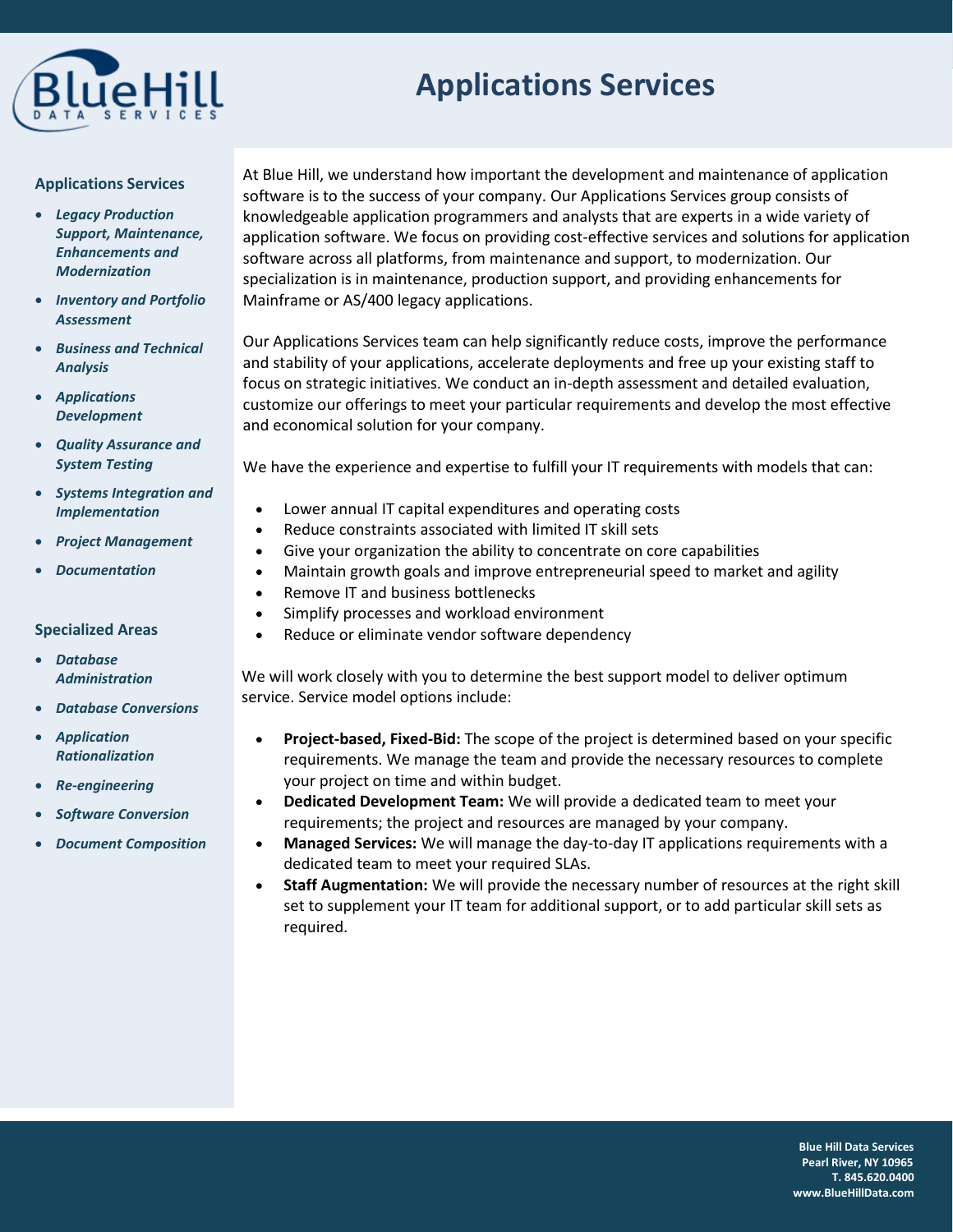# Applications Services

## Applications Services

- ***Legacy Production Support, Maintenance, Enhancements and Modernization***
- ***Inventory and Portfolio Assessment***
- ***Business and Technical Analysis***
- ***Applications Development***
- ***Quality Assurance and System Testing***
- ***Systems Integration and Implementation***
- ***Project Management***
- ***Documentation***

## Specialized Areas

- ***Database Administration***
- ***Database Conversions***
- ***Application Rationalization***
- ***Re-engineering***
- ***Software Conversion***
- ***Document Composition***

At Blue Hill, we understand how important the development and maintenance of application software is to the success of your company. Our Applications Services group consists of knowledgeable application programmers and analysts that are experts in a wide variety of application software. We focus on providing cost-effective services and solutions for application software across all platforms, from maintenance and support, to modernization. Our specialization is in maintenance, production support, and providing enhancements for Mainframe or AS/400 legacy applications.

Our Applications Services team can help significantly reduce costs, improve the performance and stability of your applications, accelerate deployments and free up your existing staff to focus on strategic initiatives. We conduct an in-depth assessment and detailed evaluation, customize our offerings to meet your particular requirements and develop the most effective and economical solution for your company.

We have the experience and expertise to fulfill your IT requirements with models that can:

- Lower annual IT capital expenditures and operating costs
- Reduce constraints associated with limited IT skill sets
- Give your organization the ability to concentrate on core capabilities
- Maintain growth goals and improve entrepreneurial speed to market and agility
- Remove IT and business bottlenecks
- Simplify processes and workload environment
- Reduce or eliminate vendor software dependency

We will work closely with you to determine the best support model to deliver optimum service. Service model options include:

- **Project-based, Fixed-Bid:** The scope of the project is determined based on your specific requirements. We manage the team and provide the necessary resources to complete your project on time and within budget.
- **Dedicated Development Team:** We will provide a dedicated team to meet your requirements; the project and resources are managed by your company.
- **Managed Services:** We will manage the day-to-day IT applications requirements with a dedicated team to meet your required SLAs.
- **Staff Augmentation:** We will provide the necessary number of resources at the right skill set to supplement your IT team for additional support, or to add particular skill sets as required.

**Blue Hill Data Services**
**Pearl River, NY 10965**
**T. 845.620.0400**
**www.BlueHillData.com**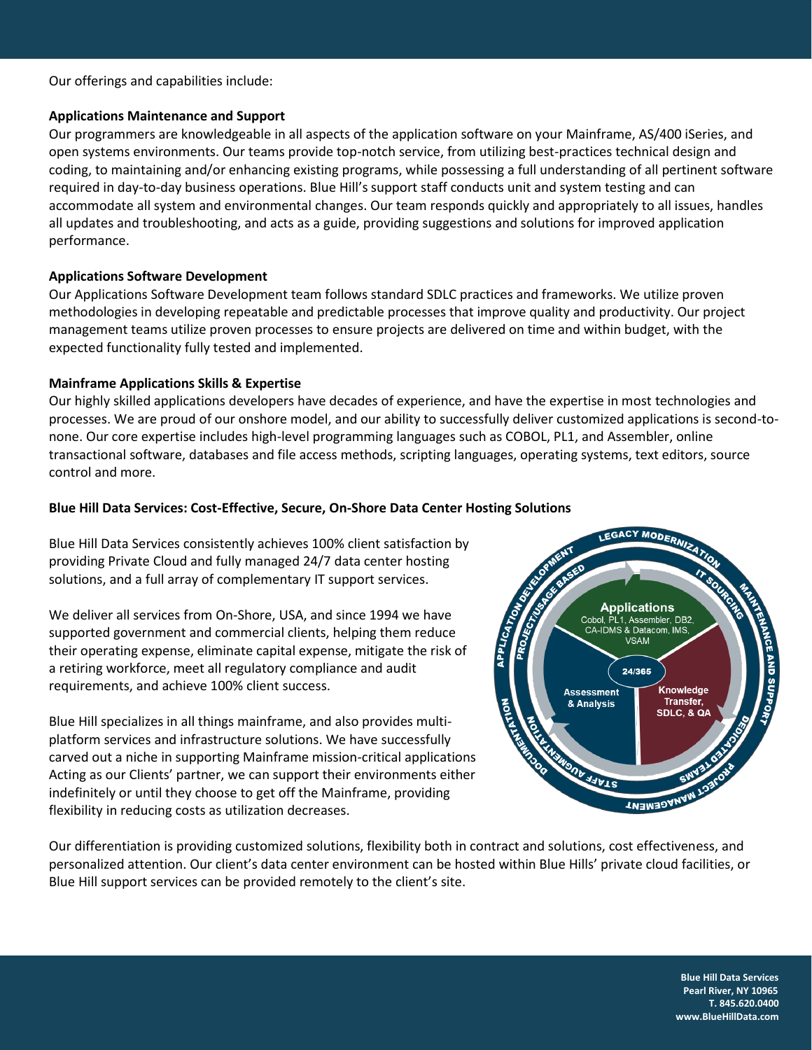Our offerings and capabilities include:

**Applications Maintenance and Support**

Our programmers are knowledgeable in all aspects of the application software on your Mainframe, AS/400 iSeries, and open systems environments. Our teams provide top-notch service, from utilizing best-practices technical design and coding, to maintaining and/or enhancing existing programs, while possessing a full understanding of all pertinent software required in day-to-day business operations. Blue Hill's support staff conducts unit and system testing and can accommodate all system and environmental changes. Our team responds quickly and appropriately to all issues, handles all updates and troubleshooting, and acts as a guide, providing suggestions and solutions for improved application performance.

**Applications Software Development**

Our Applications Software Development team follows standard SDLC practices and frameworks. We utilize proven methodologies in developing repeatable and predictable processes that improve quality and productivity. Our project management teams utilize proven processes to ensure projects are delivered on time and within budget, with the expected functionality fully tested and implemented.

**Mainframe Applications Skills & Expertise**

Our highly skilled applications developers have decades of experience, and have the expertise in most technologies and processes. We are proud of our onshore model, and our ability to successfully deliver customized applications is second-to-none. Our core expertise includes high-level programming languages such as COBOL, PL1, and Assembler, online transactional software, databases and file access methods, scripting languages, operating systems, text editors, source control and more.

**Blue Hill Data Services: Cost-Effective, Secure, On-Shore Data Center Hosting Solutions**

Blue Hill Data Services consistently achieves 100% client satisfaction by providing Private Cloud and fully managed 24/7 data center hosting solutions, and a full array of complementary IT support services.

We deliver all services from On-Shore, USA, and since 1994 we have supported government and commercial clients, helping them reduce their operating expense, eliminate capital expense, mitigate the risk of a retiring workforce, meet all regulatory compliance and audit requirements, and achieve 100% client success.

Blue Hill specializes in all things mainframe, and also provides multi-platform services and infrastructure solutions. We have successfully carved out a niche in supporting Mainframe mission-critical applications Acting as our Clients' partner, we can support their environments either indefinitely or until they choose to get off the Mainframe, providing flexibility in reducing costs as utilization decreases.

Legacy Modernization · IT Sourcing · Maintenance and Support · Dedicated Teams · Project Management · Staff Augmentation · Documentation · Application Development · Project/Usage Based

Applications: Cobol, PL1, Assembler, DB2, CA-IDMS & Datacom, IMS, VSAM

24/365

Assessment & Analysis

Knowledge Transfer, SDLC, & QA

Our differentiation is providing customized solutions, flexibility both in contract and solutions, cost effectiveness, and personalized attention. Our client's data center environment can be hosted within Blue Hills' private cloud facilities, or Blue Hill support services can be provided remotely to the client's site.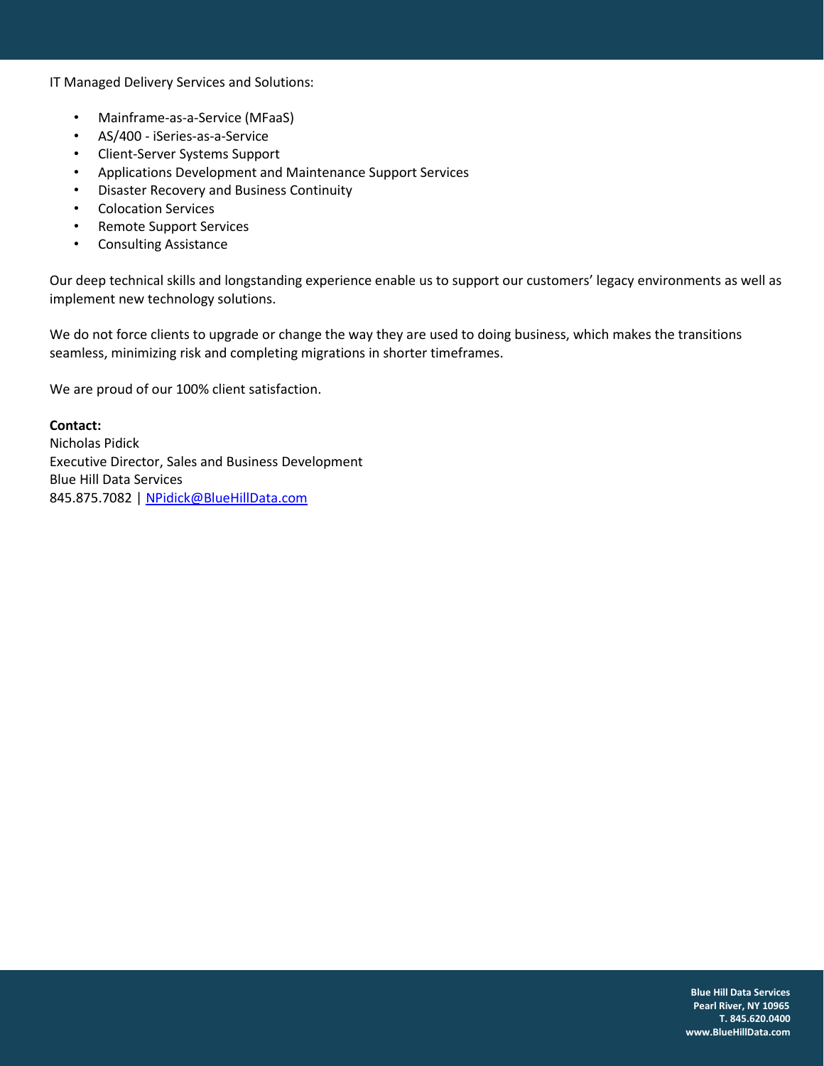IT Managed Delivery Services and Solutions:

- Mainframe-as-a-Service (MFaaS)
- AS/400 - iSeries-as-a-Service
- Client-Server Systems Support
- Applications Development and Maintenance Support Services
- Disaster Recovery and Business Continuity
- Colocation Services
- Remote Support Services
- Consulting Assistance

Our deep technical skills and longstanding experience enable us to support our customers' legacy environments as well as implement new technology solutions.

We do not force clients to upgrade or change the way they are used to doing business, which makes the transitions seamless, minimizing risk and completing migrations in shorter timeframes.

We are proud of our 100% client satisfaction.

**Contact:**
Nicholas Pidick
Executive Director, Sales and Business Development
Blue Hill Data Services
845.875.7082 | NPidick@BlueHillData.com